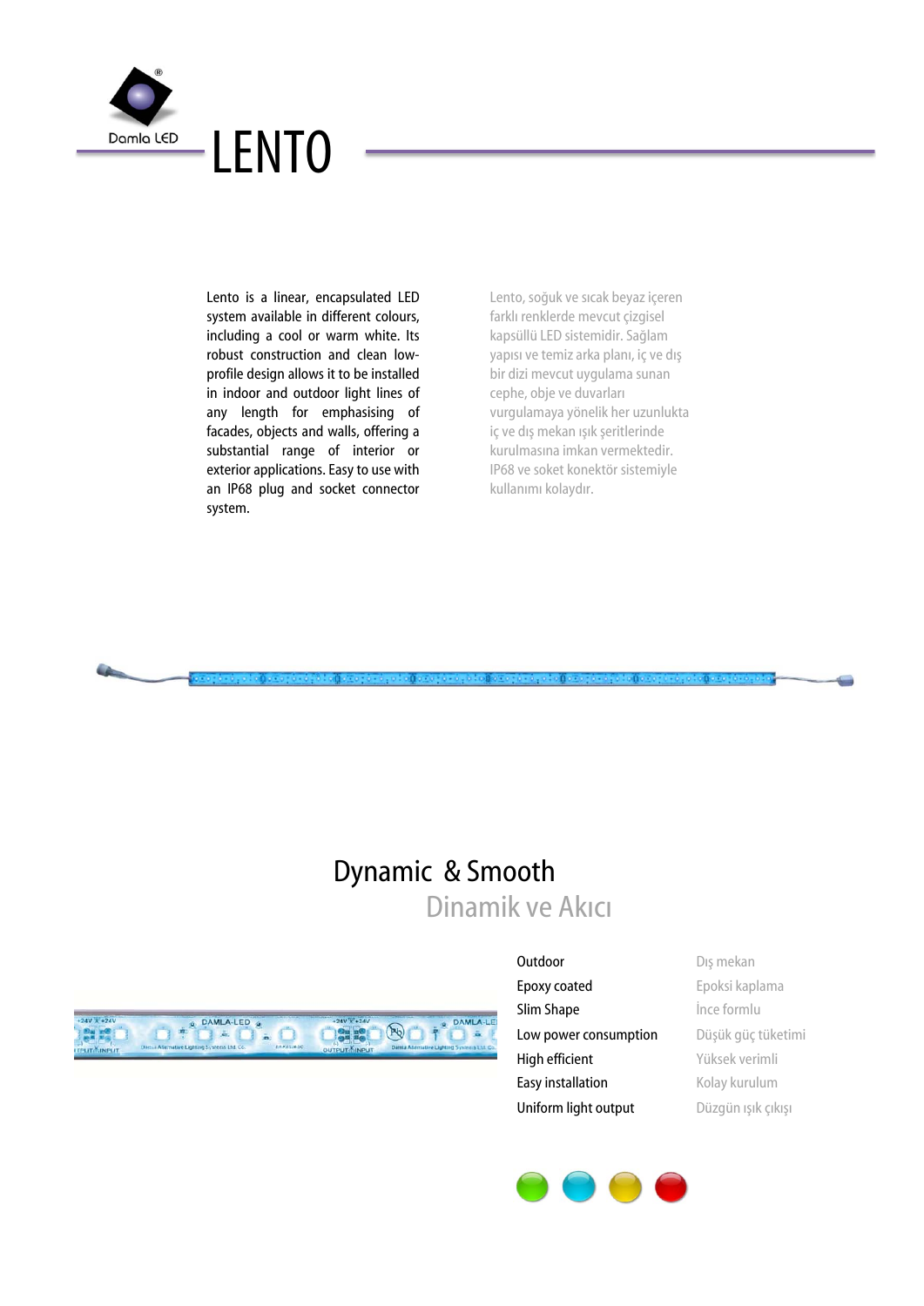Damla LED

# LENTO

Lento is a linear, encapsulated LED system available in different colours, including a cool or warm white. Its robust construction and clean low-profile design allows it to be installed in indoor and outdoor light lines of any length for emphasising of facades, objects and walls, offering a substantial range of interior or exterior applications. Easy to use with an IP68 plug and socket connector system.

Lento, soğuk ve sıcak beyaz içeren farklı renklerde mevcut çizgisel kapsüllü LED sistemidir. Sağlam yapısı ve temiz arka planı, iç ve dış bir dizi mevcut uygulama sunan cephe, obje ve duvarları vurgulamaya yönelik her uzunlukta iç ve dış mekan ışık şeritlerinde kurulmasına imkan vermektedir. IP68 ve soket konektör sistemiyle kullanımı kolaydır.

## Dynamic & Smooth

Dinamik ve Akıcı

| | |
|---|---|
| Outdoor | Dış mekan |
| Epoxy coated | Epoksi kaplama |
| Slim Shape | İnce formlu |
| Low power consumption | Düşük güç tüketimi |
| High efficient | Yüksek verimli |
| Easy installation | Kolay kurulum |
| Uniform light output | Düzgün ışık çıkışı |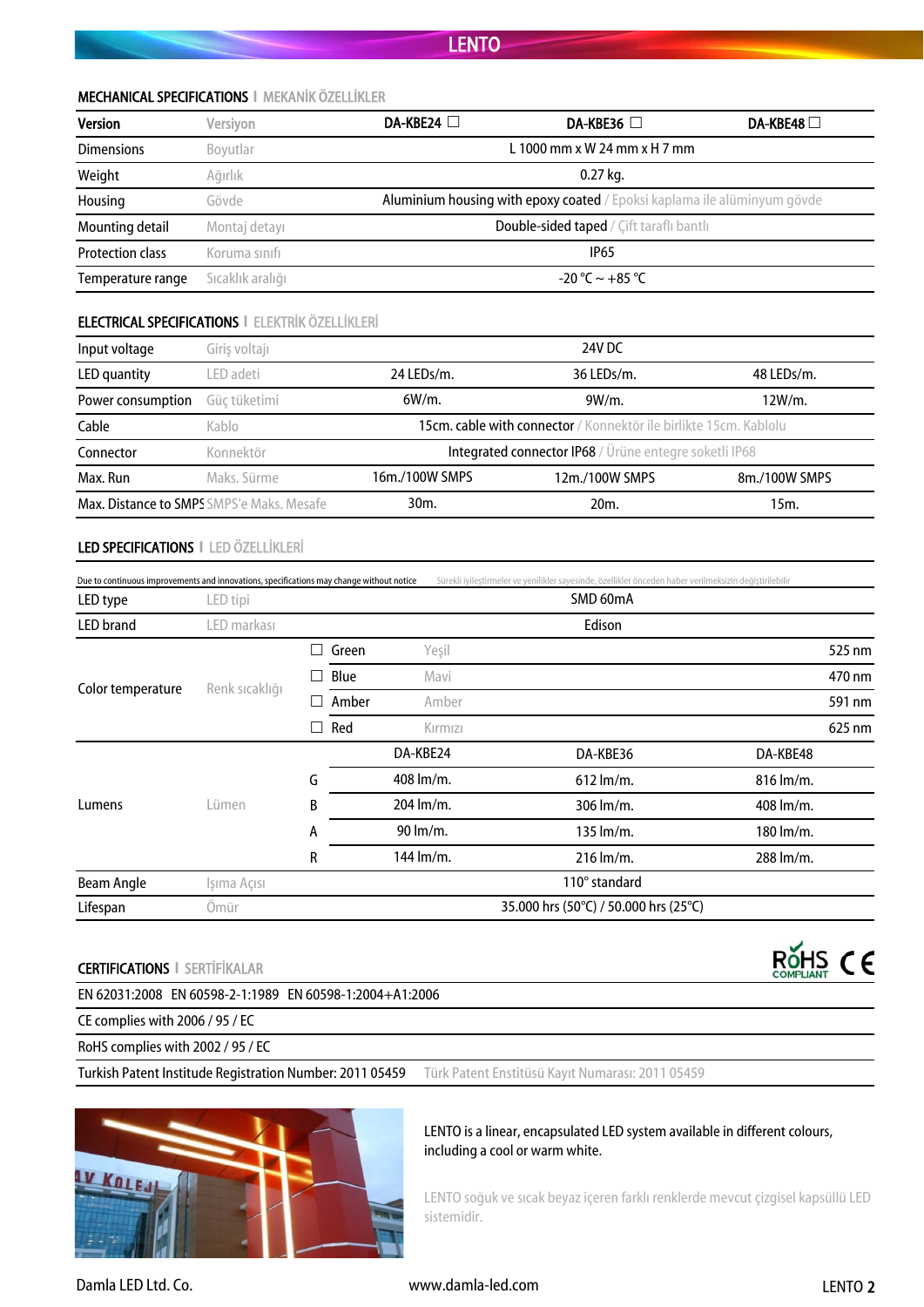## MECHANICAL SPECIFICATIONS I MEKANİK ÖZELLİKLER

| Version | Versiyon | DA-KBE24 ☐ | DA-KBE36 ☐ | DA-KBE48 ☐ |
|---|---|---|---|---|
| Dimensions | Boyutlar | L 1000 mm x W 24 mm x H 7 mm | | |
| Weight | Ağırlık | 0.27 kg. | | |
| Housing | Gövde | Aluminium housing with epoxy coated / Epoksi kaplama ile alüminyum gövde | | |
| Mounting detail | Montaj detayı | Double-sided taped / Çift taraflı bantlı | | |
| Protection class | Koruma sınıfı | IP65 | | |
| Temperature range | Sıcaklık aralığı | -20 °C ~ +85 °C | | |

## ELECTRICAL SPECIFICATIONS I ELEKTRİK ÖZELLİKLERİ

| | | | | |
|---|---|---|---|---|
| Input voltage | Giriş voltajı | 24V DC | | |
| LED quantity | LED adeti | 24 LEDs/m. | 36 LEDs/m. | 48 LEDs/m. |
| Power consumption | Güç tüketimi | 6W/m. | 9W/m. | 12W/m. |
| Cable | Kablo | 15cm. cable with connector / Konnektör ile birlikte 15cm. Kablolu | | |
| Connector | Konnektör | Integrated connector IP68 / Ürüne entegre soketli IP68 | | |
| Max. Run | Maks. Sürme | 16m./100W SMPS | 12m./100W SMPS | 8m./100W SMPS |
| Max. Distance to SMPS | SMPS'e Maks. Mesafe | 30m. | 20m. | 15m. |

## LED SPECIFICATIONS I LED ÖZELLİKLERİ

Due to continuous improvements and innovations, specifications may change without notice — Sürekli iyileştirmeler ve yenilikler sayesinde, özellikler önceden haber verilmeksizin değiştirilebilir

| | | | | | |
|---|---|---|---|---|---|
| LED type | LED tipi | SMD 60mA | | | |
| LED brand | LED markası | Edison | | | |
| Color temperature | Renk sıcaklığı | ☐ Green | Yeşil | | 525 nm |
| | | ☐ Blue | Mavi | | 470 nm |
| | | ☐ Amber | Amber | | 591 nm |
| | | ☐ Red | Kırmızı | | 625 nm |
| Lumens | Lümen | | DA-KBE24 | DA-KBE36 | DA-KBE48 |
| | | G | 408 lm/m. | 612 lm/m. | 816 lm/m. |
| | | B | 204 lm/m. | 306 lm/m. | 408 lm/m. |
| | | A | 90 lm/m. | 135 lm/m. | 180 lm/m. |
| | | R | 144 lm/m. | 216 lm/m. | 288 lm/m. |
| Beam Angle | Işıma Açısı | 110° standard | | | |
| Lifespan | Ömür | 35.000 hrs (50°C) / 50.000 hrs (25°C) | | | |

## CERTIFICATIONS I SERTİFİKALAR

RoHS COMPLIANT CE

EN 62031:2008 EN 60598-2-1:1989 EN 60598-1:2004+A1:2006

CE complies with 2006 / 95 / EC

RoHS complies with 2002 / 95 / EC

Turkish Patent Institude Registration Number: 2011 05459 — Türk Patent Enstitüsü Kayıt Numarası: 2011 05459

LENTO is a linear, encapsulated LED system available in different colours, including a cool or warm white.

LENTO soğuk ve sıcak beyaz içeren farklı renklerde mevcut çizgisel kapsüllü LED sistemidir.

Damla LED Ltd. Co. www.damla-led.com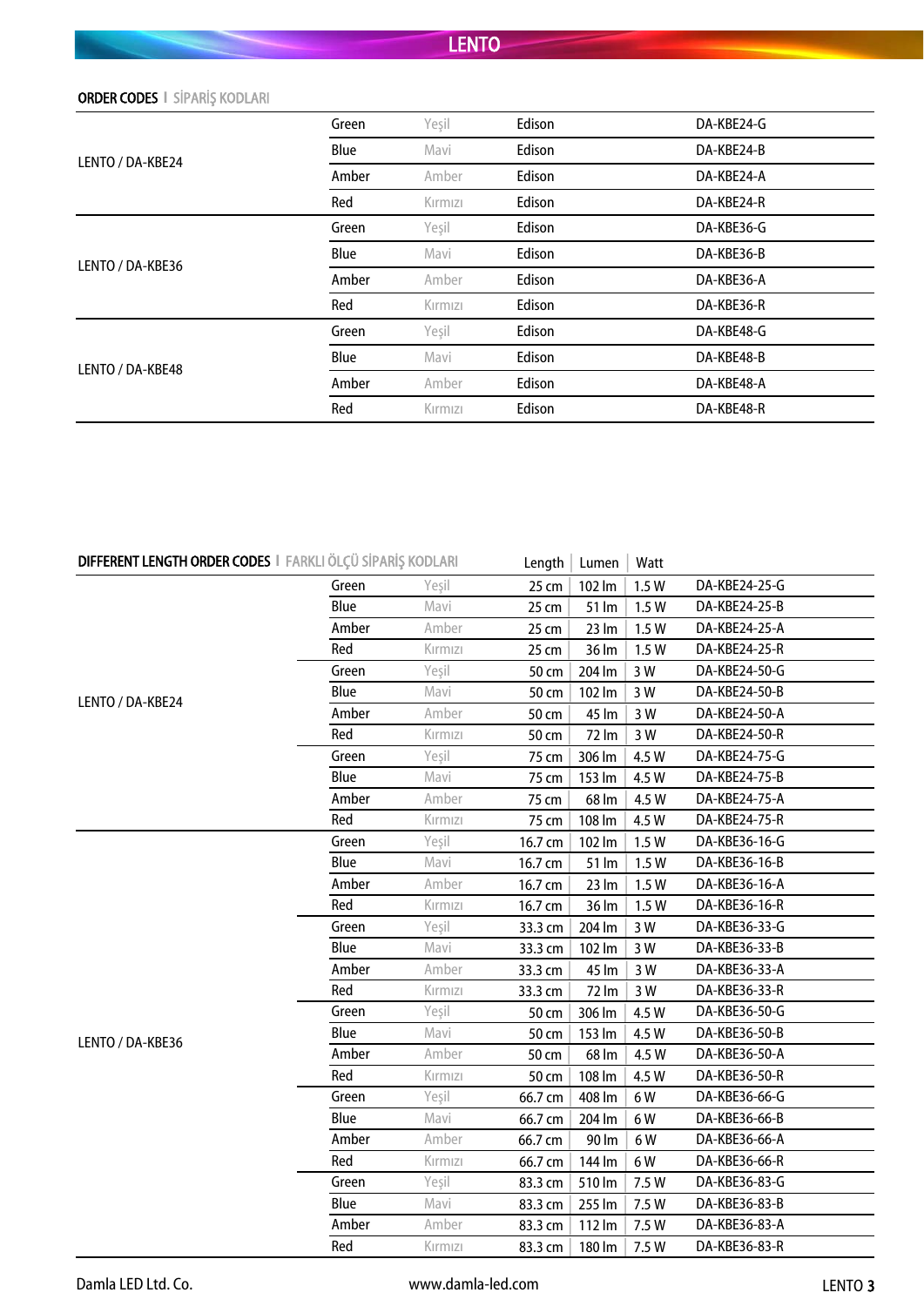## ORDER CODES | SİPARİŞ KODLARI

| Model | Color | Renk | Type | Code |
|---|---|---|---|---|
| LENTO / DA-KBE24 | Green | Yeşil | Edison | DA-KBE24-G |
| | Blue | Mavi | Edison | DA-KBE24-B |
| | Amber | Amber | Edison | DA-KBE24-A |
| | Red | Kırmızı | Edison | DA-KBE24-R |
| LENTO / DA-KBE36 | Green | Yeşil | Edison | DA-KBE36-G |
| | Blue | Mavi | Edison | DA-KBE36-B |
| | Amber | Amber | Edison | DA-KBE36-A |
| | Red | Kırmızı | Edison | DA-KBE36-R |
| LENTO / DA-KBE48 | Green | Yeşil | Edison | DA-KBE48-G |
| | Blue | Mavi | Edison | DA-KBE48-B |
| | Amber | Amber | Edison | DA-KBE48-A |
| | Red | Kırmızı | Edison | DA-KBE48-R |

## DIFFERENT LENGTH ORDER CODES | FARKLI ÖLÇÜ SİPARİŞ KODLARI

| Model | Color | Renk | Length | Lumen | Watt | Code |
|---|---|---|---|---|---|---|
| LENTO / DA-KBE24 | Green | Yeşil | 25 cm | 102 lm | 1.5 W | DA-KBE24-25-G |
| | Blue | Mavi | 25 cm | 51 lm | 1.5 W | DA-KBE24-25-B |
| | Amber | Amber | 25 cm | 23 lm | 1.5 W | DA-KBE24-25-A |
| | Red | Kırmızı | 25 cm | 36 lm | 1.5 W | DA-KBE24-25-R |
| | Green | Yeşil | 50 cm | 204 lm | 3 W | DA-KBE24-50-G |
| | Blue | Mavi | 50 cm | 102 lm | 3 W | DA-KBE24-50-B |
| | Amber | Amber | 50 cm | 45 lm | 3 W | DA-KBE24-50-A |
| | Red | Kırmızı | 50 cm | 72 lm | 3 W | DA-KBE24-50-R |
| | Green | Yeşil | 75 cm | 306 lm | 4.5 W | DA-KBE24-75-G |
| | Blue | Mavi | 75 cm | 153 lm | 4.5 W | DA-KBE24-75-B |
| | Amber | Amber | 75 cm | 68 lm | 4.5 W | DA-KBE24-75-A |
| | Red | Kırmızı | 75 cm | 108 lm | 4.5 W | DA-KBE24-75-R |
| LENTO / DA-KBE36 | Green | Yeşil | 16.7 cm | 102 lm | 1.5 W | DA-KBE36-16-G |
| | Blue | Mavi | 16.7 cm | 51 lm | 1.5 W | DA-KBE36-16-B |
| | Amber | Amber | 16.7 cm | 23 lm | 1.5 W | DA-KBE36-16-A |
| | Red | Kırmızı | 16.7 cm | 36 lm | 1.5 W | DA-KBE36-16-R |
| | Green | Yeşil | 33.3 cm | 204 lm | 3 W | DA-KBE36-33-G |
| | Blue | Mavi | 33.3 cm | 102 lm | 3 W | DA-KBE36-33-B |
| | Amber | Amber | 33.3 cm | 45 lm | 3 W | DA-KBE36-33-A |
| | Red | Kırmızı | 33.3 cm | 72 lm | 3 W | DA-KBE36-33-R |
| | Green | Yeşil | 50 cm | 306 lm | 4.5 W | DA-KBE36-50-G |
| | Blue | Mavi | 50 cm | 153 lm | 4.5 W | DA-KBE36-50-B |
| | Amber | Amber | 50 cm | 68 lm | 4.5 W | DA-KBE36-50-A |
| | Red | Kırmızı | 50 cm | 108 lm | 4.5 W | DA-KBE36-50-R |
| | Green | Yeşil | 66.7 cm | 408 lm | 6 W | DA-KBE36-66-G |
| | Blue | Mavi | 66.7 cm | 204 lm | 6 W | DA-KBE36-66-B |
| | Amber | Amber | 66.7 cm | 90 lm | 6 W | DA-KBE36-66-A |
| | Red | Kırmızı | 66.7 cm | 144 lm | 6 W | DA-KBE36-66-R |
| | Green | Yeşil | 83.3 cm | 510 lm | 7.5 W | DA-KBE36-83-G |
| | Blue | Mavi | 83.3 cm | 255 lm | 7.5 W | DA-KBE36-83-B |
| | Amber | Amber | 83.3 cm | 112 lm | 7.5 W | DA-KBE36-83-A |
| | Red | Kırmızı | 83.3 cm | 180 lm | 7.5 W | DA-KBE36-83-R |

Damla LED Ltd. Co. www.damla-led.com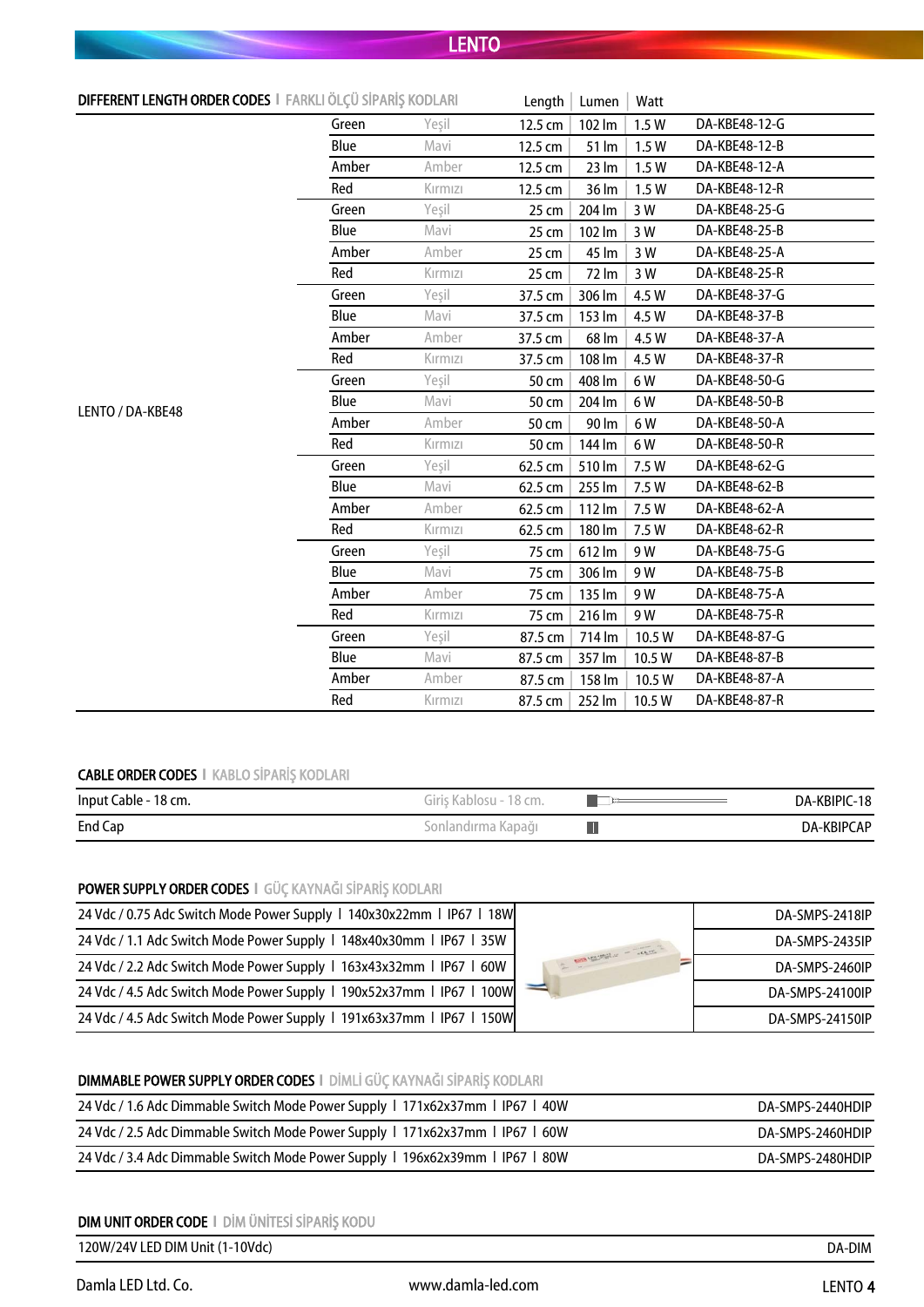## DIFFERENT LENGTH ORDER CODES I FARKLI ÖLÇÜ SİPARİŞ KODLARI

| | | | Length | Lumen | Watt | |
|---|---|---|---|---|---|---|
| LENTO / DA-KBE48 | Green | Yeşil | 12.5 cm | 102 lm | 1.5 W | DA-KBE48-12-G |
| | Blue | Mavi | 12.5 cm | 51 lm | 1.5 W | DA-KBE48-12-B |
| | Amber | Amber | 12.5 cm | 23 lm | 1.5 W | DA-KBE48-12-A |
| | Red | Kırmızı | 12.5 cm | 36 lm | 1.5 W | DA-KBE48-12-R |
| | Green | Yeşil | 25 cm | 204 lm | 3 W | DA-KBE48-25-G |
| | Blue | Mavi | 25 cm | 102 lm | 3 W | DA-KBE48-25-B |
| | Amber | Amber | 25 cm | 45 lm | 3 W | DA-KBE48-25-A |
| | Red | Kırmızı | 25 cm | 72 lm | 3 W | DA-KBE48-25-R |
| | Green | Yeşil | 37.5 cm | 306 lm | 4.5 W | DA-KBE48-37-G |
| | Blue | Mavi | 37.5 cm | 153 lm | 4.5 W | DA-KBE48-37-B |
| | Amber | Amber | 37.5 cm | 68 lm | 4.5 W | DA-KBE48-37-A |
| | Red | Kırmızı | 37.5 cm | 108 lm | 4.5 W | DA-KBE48-37-R |
| | Green | Yeşil | 50 cm | 408 lm | 6 W | DA-KBE48-50-G |
| | Blue | Mavi | 50 cm | 204 lm | 6 W | DA-KBE48-50-B |
| | Amber | Amber | 50 cm | 90 lm | 6 W | DA-KBE48-50-A |
| | Red | Kırmızı | 50 cm | 144 lm | 6 W | DA-KBE48-50-R |
| | Green | Yeşil | 62.5 cm | 510 lm | 7.5 W | DA-KBE48-62-G |
| | Blue | Mavi | 62.5 cm | 255 lm | 7.5 W | DA-KBE48-62-B |
| | Amber | Amber | 62.5 cm | 112 lm | 7.5 W | DA-KBE48-62-A |
| | Red | Kırmızı | 62.5 cm | 180 lm | 7.5 W | DA-KBE48-62-R |
| | Green | Yeşil | 75 cm | 612 lm | 9 W | DA-KBE48-75-G |
| | Blue | Mavi | 75 cm | 306 lm | 9 W | DA-KBE48-75-B |
| | Amber | Amber | 75 cm | 135 lm | 9 W | DA-KBE48-75-A |
| | Red | Kırmızı | 75 cm | 216 lm | 9 W | DA-KBE48-75-R |
| | Green | Yeşil | 87.5 cm | 714 lm | 10.5 W | DA-KBE48-87-G |
| | Blue | Mavi | 87.5 cm | 357 lm | 10.5 W | DA-KBE48-87-B |
| | Amber | Amber | 87.5 cm | 158 lm | 10.5 W | DA-KBE48-87-A |
| | Red | Kırmızı | 87.5 cm | 252 lm | 10.5 W | DA-KBE48-87-R |

## CABLE ORDER CODES I KABLO SİPARİŞ KODLARI

| | | |
|---|---|---|
| Input Cable - 18 cm. | Giriş Kablosu - 18 cm. | DA-KBIPIC-18 |
| End Cap | Sonlandırma Kapağı | DA-KBIPCAP |

## POWER SUPPLY ORDER CODES I GÜÇ KAYNAĞI SİPARİŞ KODLARI

| | |
|---|---|
| 24 Vdc / 0.75 Adc Switch Mode Power Supply I 140x30x22mm I IP67 I 18W | DA-SMPS-2418IP |
| 24 Vdc / 1.1 Adc Switch Mode Power Supply I 148x40x30mm I IP67 I 35W | DA-SMPS-2435IP |
| 24 Vdc / 2.2 Adc Switch Mode Power Supply I 163x43x32mm I IP67 I 60W | DA-SMPS-2460IP |
| 24 Vdc / 4.5 Adc Switch Mode Power Supply I 190x52x37mm I IP67 I 100W | DA-SMPS-24100IP |
| 24 Vdc / 4.5 Adc Switch Mode Power Supply I 191x63x37mm I IP67 I 150W | DA-SMPS-24150IP |

## DIMMABLE POWER SUPPLY ORDER CODES I DİMLİ GÜÇ KAYNAĞI SİPARİŞ KODLARI

| | |
|---|---|
| 24 Vdc / 1.6 Adc Dimmable Switch Mode Power Supply I 171x62x37mm I IP67 I 40W | DA-SMPS-2440HDIP |
| 24 Vdc / 2.5 Adc Dimmable Switch Mode Power Supply I 171x62x37mm I IP67 I 60W | DA-SMPS-2460HDIP |
| 24 Vdc / 3.4 Adc Dimmable Switch Mode Power Supply I 196x62x39mm I IP67 I 80W | DA-SMPS-2480HDIP |

## DIM UNIT ORDER CODE I DİM ÜNİTESİ SİPARİŞ KODU

| | |
|---|---|
| 120W/24V LED DIM Unit (1-10Vdc) | DA-DIM |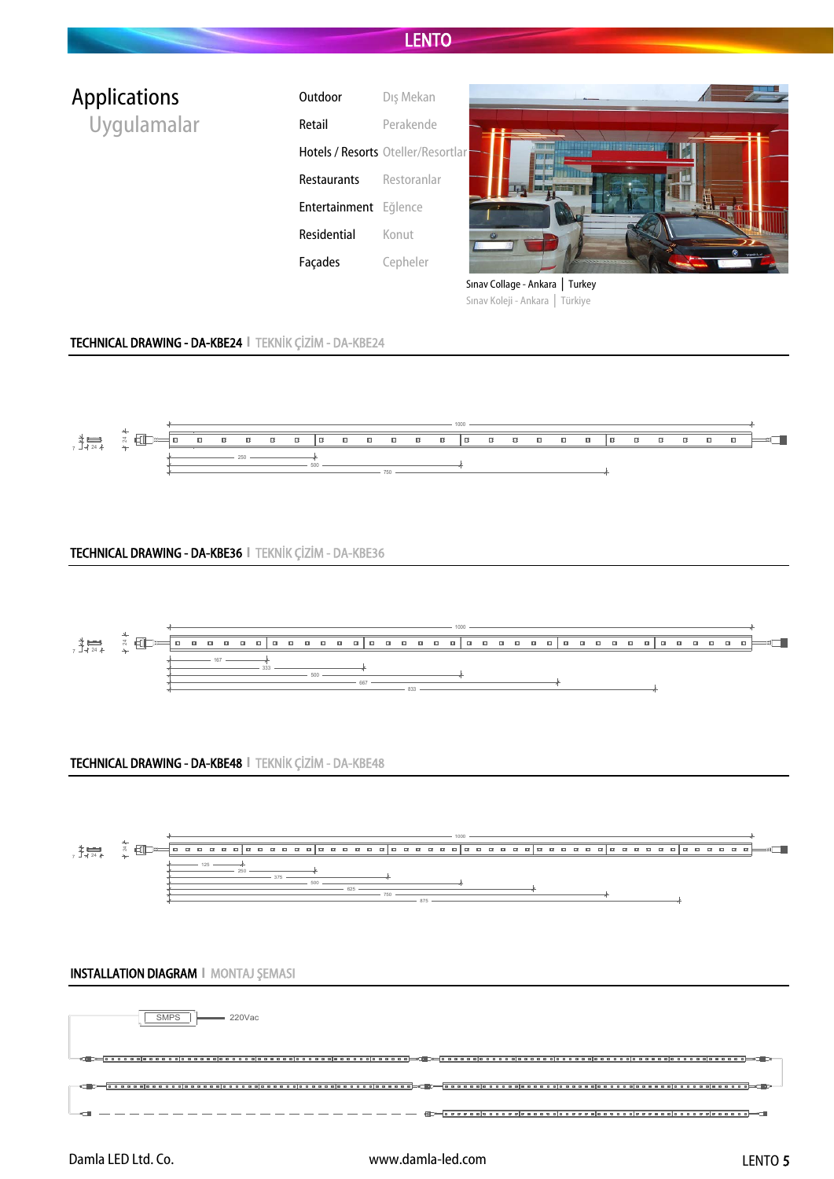# Applications
## Uygulamalar

| | |
|---|---|
| Outdoor | Dış Mekan |
| Retail | Perakende |
| Hotels / Resorts | Oteller/Resortlar |
| Restaurants | Restoranlar |
| Entertainment | Eğlence |
| Residential | Konut |
| Façades | Cepheler |

Sınav Collage - Ankara | Turkey
Sınav Koleji - Ankara | Türkiye

## TECHNICAL DRAWING - DA-KBE24 I TEKNİK ÇİZİM - DA-KBE24

7 24 24 1000 250 500 750

## TECHNICAL DRAWING - DA-KBE36 I TEKNİK ÇİZİM - DA-KBE36

7 24 24 1000 167 333 500 667 833

## TECHNICAL DRAWING - DA-KBE48 I TEKNİK ÇİZİM - DA-KBE48

7 24 24 1000 125 250 375 500 625 750 875

## INSTALLATION DIAGRAM I MONTAJ ŞEMASI

SMPS 220Vac

Damla LED Ltd. Co. www.damla-led.com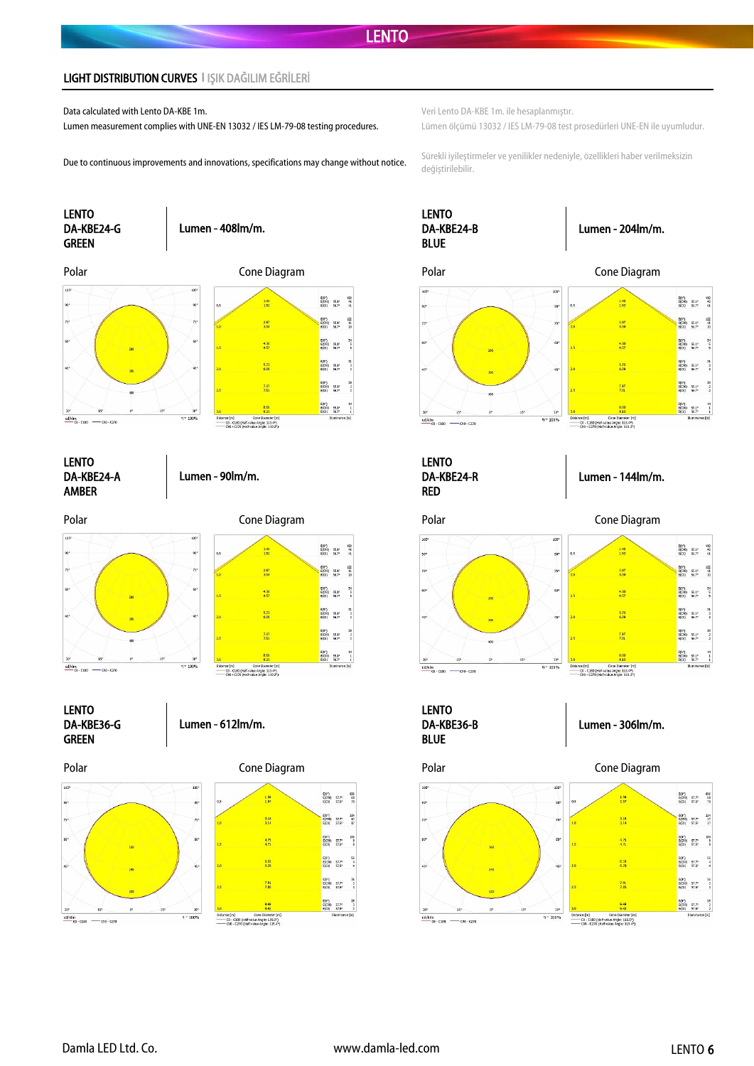## LIGHT DISTRIBUTION CURVES | IŞIK DAĞILIM EĞRİLERİ

Data calculated with Lento DA-KBE 1m.
Lumen measurement complies with UNE-EN 13032 / IES LM-79-08 testing procedures.

Veri Lento DA-KBE 1m. ile hesaplanmıştır.
Lümen ölçümü 13032 / IES LM-79-08 test prosedürleri UNE-EN ile uyumludur.

Due to continuous improvements and innovations, specifications may change without notice.

Sürekli iyileştirmeler ve yenilikler nedeniyle, özellikleri haber verilmeksizin değiştirilebilir.

### LENTO DA-KBE24-G GREEN

Lumen - 408lm/m.

Polar | Cone Diagram

### LENTO DA-KBE24-B BLUE

Lumen - 204lm/m.

Polar | Cone Diagram

### LENTO DA-KBE24-A AMBER

Lumen - 90lm/m.

Polar | Cone Diagram

### LENTO DA-KBE24-R RED

Lumen - 144lm/m.

Polar | Cone Diagram

### LENTO DA-KBE36-G GREEN

Lumen - 612lm/m.

Polar | Cone Diagram

### LENTO DA-KBE36-B BLUE

Lumen - 306lm/m.

Polar | Cone Diagram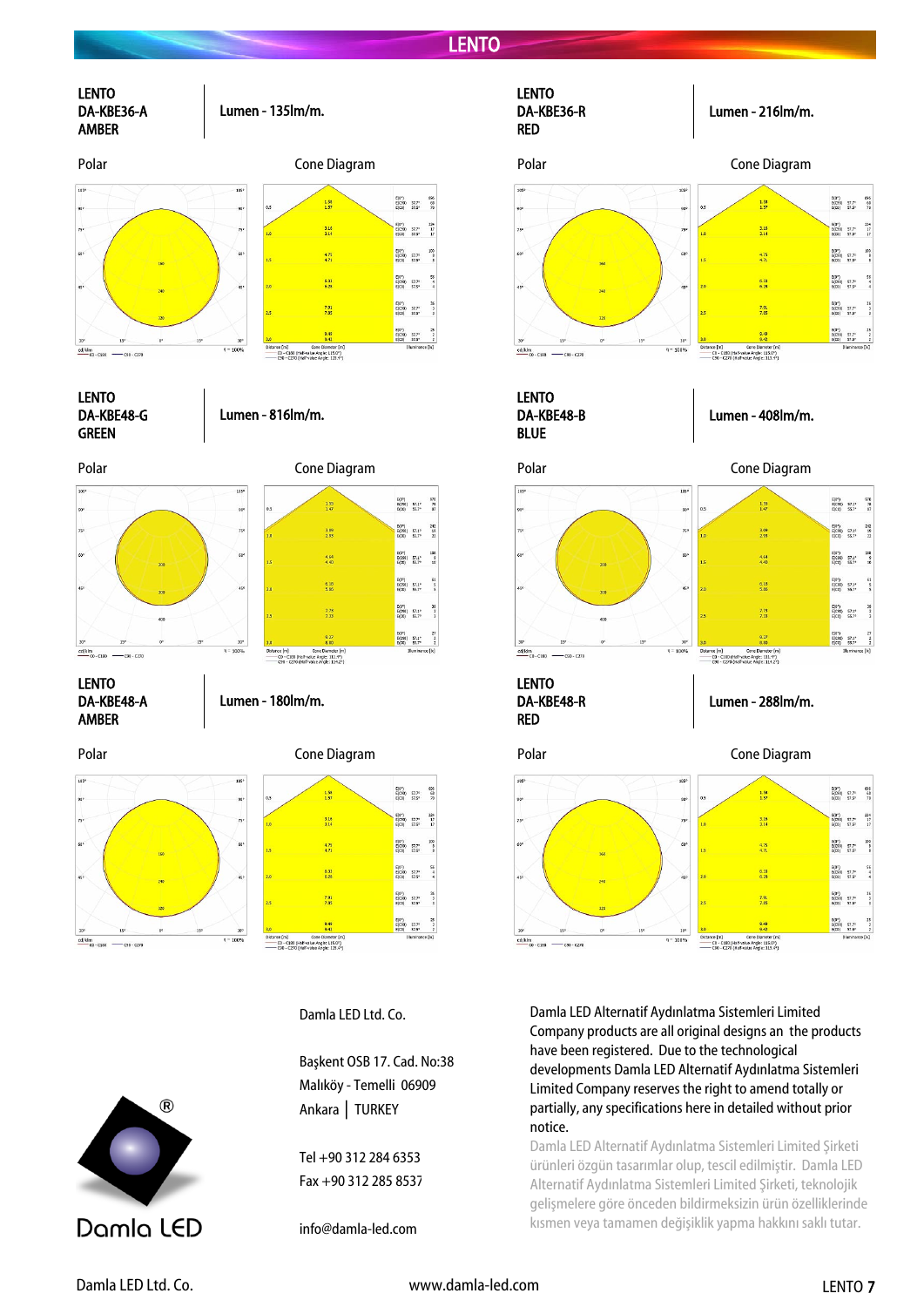# LENTO

LENTO
DA-KBE36-A
AMBER

Lumen - 135lm/m.

Polar

Cone Diagram

LENTO
DA-KBE36-R
RED

Lumen - 216lm/m.

Polar

Cone Diagram

LENTO
DA-KBE48-G
GREEN

Lumen - 816lm/m.

Polar

Cone Diagram

LENTO
DA-KBE48-B
BLUE

Lumen - 408lm/m.

Polar

Cone Diagram

LENTO
DA-KBE48-A
AMBER

Lumen - 180lm/m.

Polar

Cone Diagram

LENTO
DA-KBE48-R
RED

Lumen - 288lm/m.

Polar

Cone Diagram

Damla LED

Damla LED Ltd. Co.

Başkent OSB 17. Cad. No:38
Malıköy - Temelli 06909
Ankara | TURKEY

Tel +90 312 284 6353
Fax +90 312 285 8537

info@damla-led.com

Damla LED Alternatif Aydınlatma Sistemleri Limited Company products are all original designs an the products have been registered. Due to the technological developments Damla LED Alternatif Aydınlatma Sistemleri Limited Company reserves the right to amend totally or partially, any specifications here in detailed without prior notice.

Damla LED Alternatif Aydınlatma Sistemleri Limited Şirketi ürünleri özgün tasarımlar olup, tescil edilmiştir. Damla LED Alternatif Aydınlatma Sistemleri Limited Şirketi, teknolojik gelişmelere göre önceden bildirmeksizin ürün özelliklerinde kısmen veya tamamen değişiklik yapma hakkını saklı tutar.

Damla LED Ltd. Co. www.damla-led.com